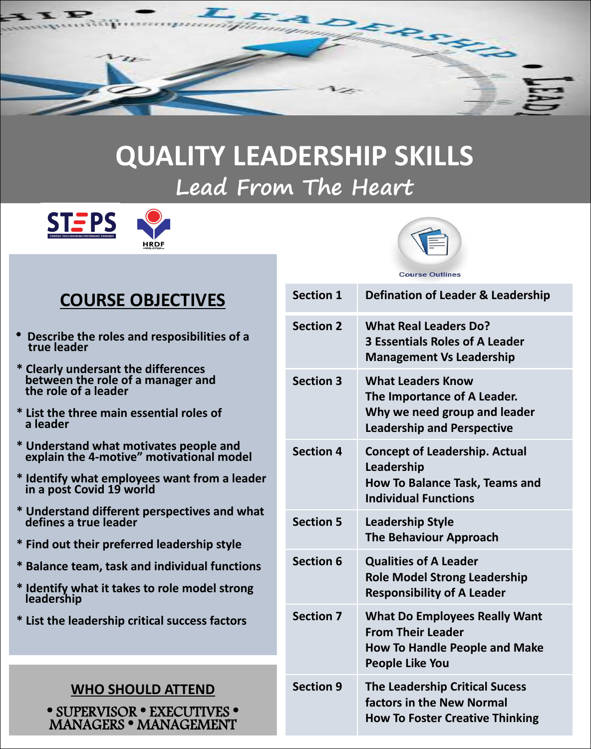# QUALITY LEADERSHIP SKILLS

## *Lead From The Heart*

## COURSE OBJECTIVES

- Describe the roles and resposibilities of a true leader
- Clearly undersant the differences between the role of a manager and the role of a leader
- List the three main essential roles of a leader
- Understand what motivates people and explain the 4-motive" motivational model
- Identify what employees want from a leader in a post Covid 19 world
- Understand different perspectives and what defines a true leader
- Find out their preferred leadership style
- Balance team, task and individual functions
- Identify what it takes to role model strong leadership
- List the leadership critical success factors

## WHO SHOULD ATTEND

• SUPERVISOR • EXECUTIVES • MANAGERS • MANAGEMENT

## Course Outlines

| Section | Content |
|---|---|
| Section 1 | Defination of Leader & Leadership |
| Section 2 | What Real Leaders Do?<br>3 Essentials Roles of A Leader<br>Management Vs Leadership |
| Section 3 | What Leaders Know<br>The Importance of A Leader.<br>Why we need group and leader<br>Leadership and Perspective |
| Section 4 | Concept of Leadership. Actual Leadership<br>How To Balance Task, Teams and Individual Functions |
| Section 5 | Leadership Style<br>The Behaviour Approach |
| Section 6 | Qualities of A Leader<br>Role Model Strong Leadership<br>Responsibility of A Leader |
| Section 7 | What Do Employees Really Want From Their Leader<br>How To Handle People and Make People Like You |
| Section 9 | The Leadership Critical Sucess factors in the New Normal<br>How To Foster Creative Thinking |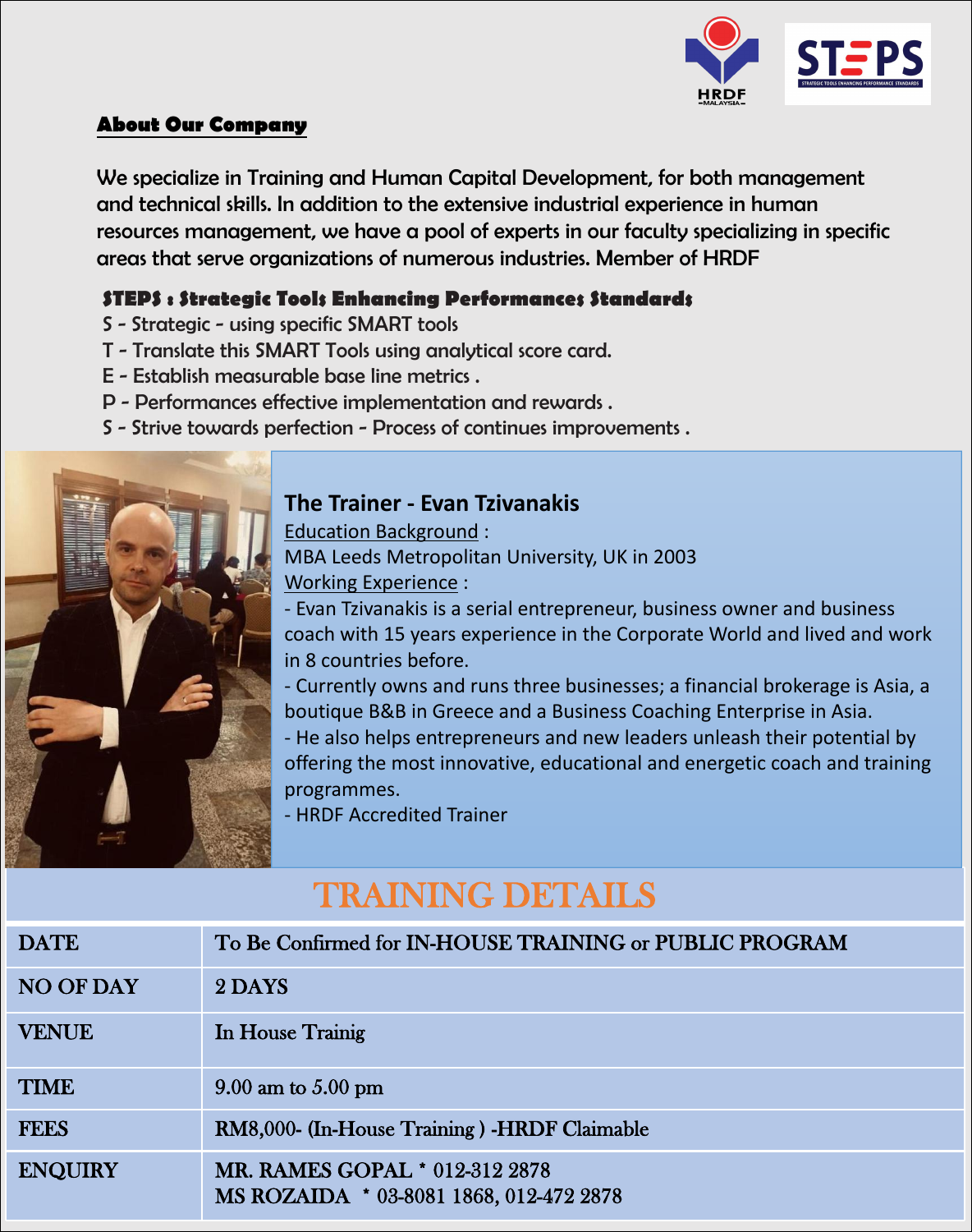## About Our Company

We specialize in Training and Human Capital Development, for both management and technical skills. In addition to the extensive industrial experience in human resources management, we have a pool of experts in our faculty specializing in specific areas that serve organizations of numerous industries. Member of HRDF

**STEPS : Strategic Tools Enhancing Performances Standards**

S - Strategic - using specific SMART tools
T - Translate this SMART Tools using analytical score card.
E - Establish measurable base line metrics .
P - Performances effective implementation and rewards .
S - Strive towards perfection - Process of continues improvements .

### The Trainer - Evan Tzivanakis

Education Background :
MBA Leeds Metropolitan University, UK in 2003

Working Experience :

- Evan Tzivanakis is a serial entrepreneur, business owner and business coach with 15 years experience in the Corporate World and lived and work in 8 countries before.
- Currently owns and runs three businesses; a financial brokerage is Asia, a boutique B&B in Greece and a Business Coaching Enterprise in Asia.
- He also helps entrepreneurs and new leaders unleash their potential by offering the most innovative, educational and energetic coach and training programmes.
- HRDF Accredited Trainer

## TRAINING DETAILS

| | |
|---|---|
| DATE | To Be Confirmed for IN-HOUSE TRAINING or PUBLIC PROGRAM |
| NO OF DAY | 2 DAYS |
| VENUE | In House Trainig |
| TIME | 9.00 am to 5.00 pm |
| FEES | RM8,000- (In-House Training ) -HRDF Claimable |
| ENQUIRY | MR. RAMES GOPAL * 012-312 2878<br>MS ROZAIDA * 03-8081 1868, 012-472 2878 |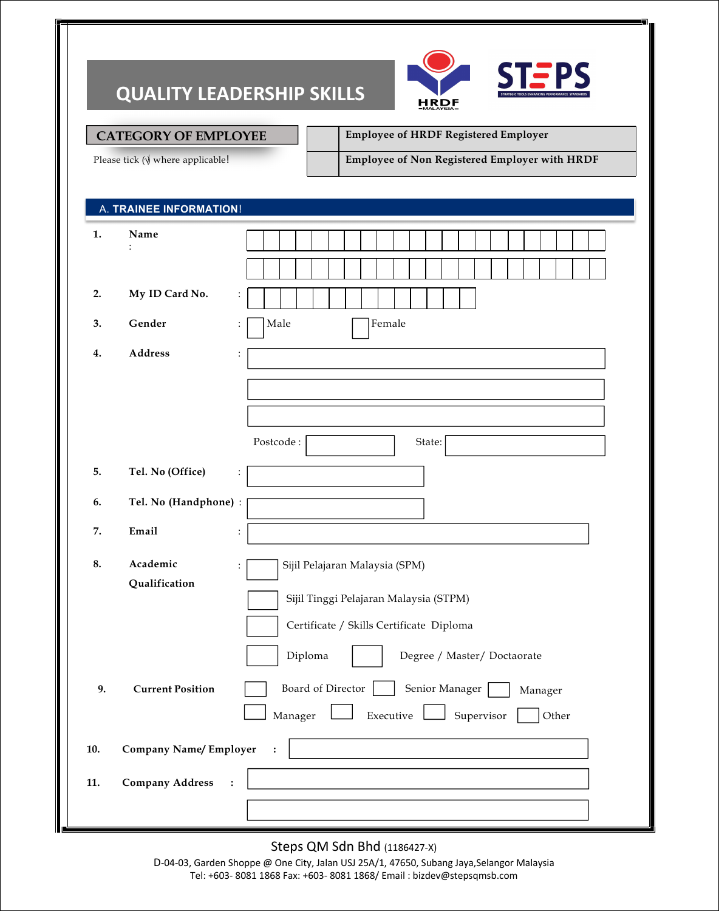# QUALITY LEADERSHIP SKILLS

HRDF MALAYSIA

STEPS — STRATEGIC TOOLS ENHANCING PERFORMANCE STANDARDS

| CATEGORY OF EMPLOYEE | | |
|---|---|---|
| Please tick (√) where applicable! | ☐ | Employee of HRDF Registered Employer |
| | ☐ | Employee of Non Registered Employer with HRDF |

## A. TRAINEE INFORMATION!

1. **Name** :

2. **My ID Card No.** :

3. **Gender** : ☐ Male ☐ Female

4. **Address** :

   Postcode : State:

5. **Tel. No (Office)** :

6. **Tel. No (Handphone)** :

7. **Email** :

8. **Academic Qualification** :
   - ☐ Sijil Pelajaran Malaysia (SPM)
   - ☐ Sijil Tinggi Pelajaran Malaysia (STPM)
   - ☐ Certificate / Skills Certificate Diploma
   - ☐ Diploma ☐ Degree / Master/ Doctaorate

9. **Current Position**
   - ☐ Board of Director ☐ Senior Manager ☐ Manager
   - ☐ Manager ☐ Executive ☐ Supervisor ☐ Other

10. **Company Name/ Employer** :

11. **Company Address** :

Steps QM Sdn Bhd (1186427-X)

D-04-03, Garden Shoppe @ One City, Jalan USJ 25A/1, 47650, Subang Jaya,Selangor Malaysia

Tel: +603- 8081 1868 Fax: +603- 8081 1868/ Email : bizdev@stepsqmsb.com